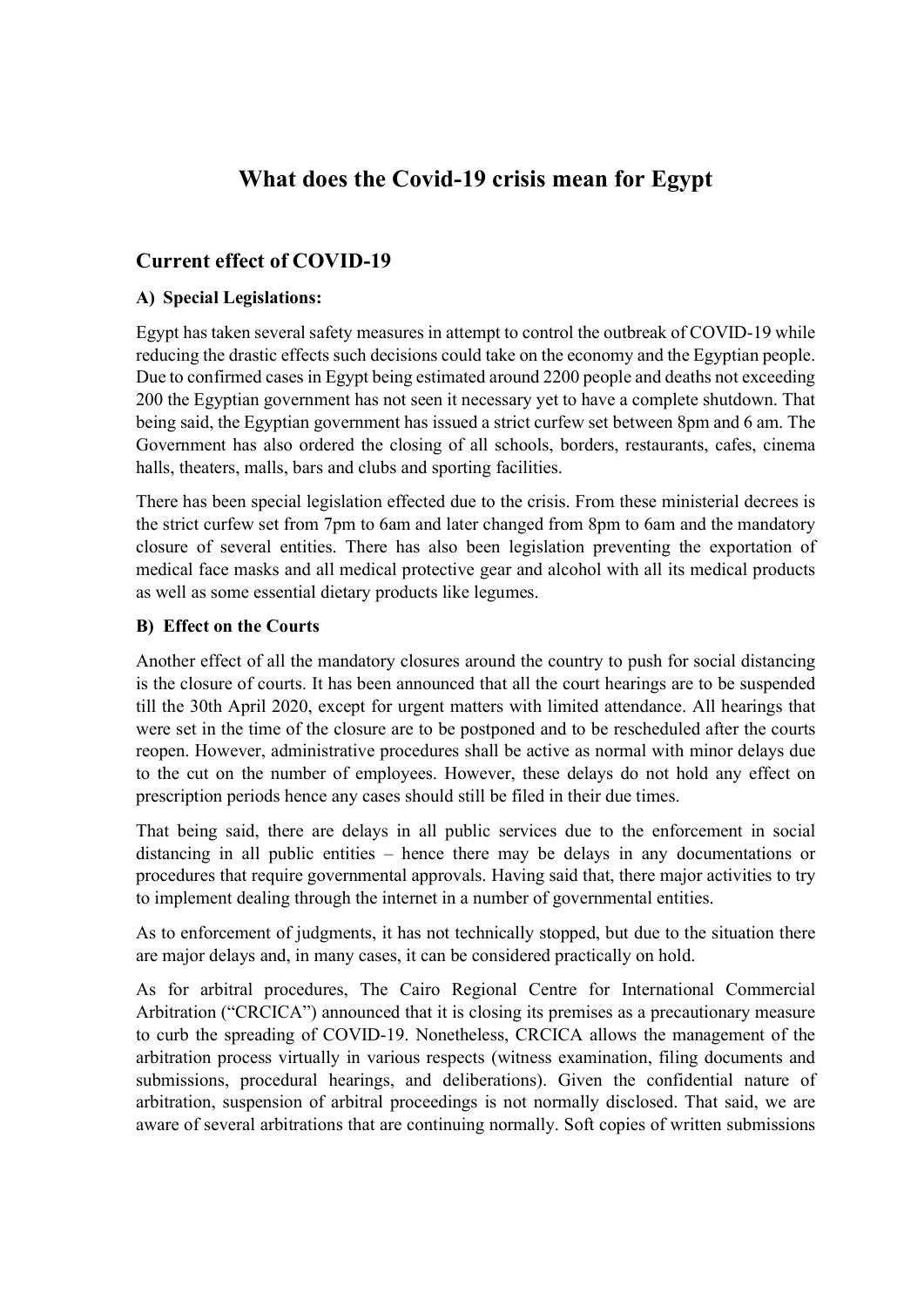# What does the Covid-19 crisis mean for Egypt

## Current effect of COVID-19

### A) Special Legislations:

Egypt has taken several safety measures in attempt to control the outbreak of COVID-19 while reducing the drastic effects such decisions could take on the economy and the Egyptian people. Due to confirmed cases in Egypt being estimated around 2200 people and deaths not exceeding 200 the Egyptian government has not seen it necessary yet to have a complete shutdown. That being said, the Egyptian government has issued a strict curfew set between 8pm and 6 am. The Government has also ordered the closing of all schools, borders, restaurants, cafes, cinema halls, theaters, malls, bars and clubs and sporting facilities.

There has been special legislation effected due to the crisis. From these ministerial decrees is the strict curfew set from 7pm to 6am and later changed from 8pm to 6am and the mandatory closure of several entities. There has also been legislation preventing the exportation of medical face masks and all medical protective gear and alcohol with all its medical products as well as some essential dietary products like legumes.

### B) Effect on the Courts

Another effect of all the mandatory closures around the country to push for social distancing is the closure of courts. It has been announced that all the court hearings are to be suspended till the 30th April 2020, except for urgent matters with limited attendance. All hearings that were set in the time of the closure are to be postponed and to be rescheduled after the courts reopen. However, administrative procedures shall be active as normal with minor delays due to the cut on the number of employees. However, these delays do not hold any effect on prescription periods hence any cases should still be filed in their due times.

That being said, there are delays in all public services due to the enforcement in social distancing in all public entities – hence there may be delays in any documentations or procedures that require governmental approvals. Having said that, there major activities to try to implement dealing through the internet in a number of governmental entities.

As to enforcement of judgments, it has not technically stopped, but due to the situation there are major delays and, in many cases, it can be considered practically on hold.

As for arbitral procedures, The Cairo Regional Centre for International Commercial Arbitration ("CRCICA") announced that it is closing its premises as a precautionary measure to curb the spreading of COVID-19. Nonetheless, CRCICA allows the management of the arbitration process virtually in various respects (witness examination, filing documents and submissions, procedural hearings, and deliberations). Given the confidential nature of arbitration, suspension of arbitral proceedings is not normally disclosed. That said, we are aware of several arbitrations that are continuing normally. Soft copies of written submissions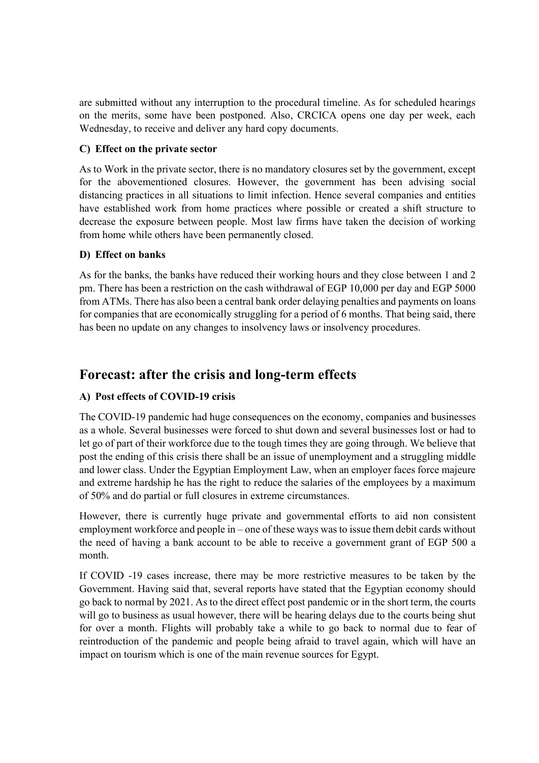are submitted without any interruption to the procedural timeline. As for scheduled hearings on the merits, some have been postponed. Also, CRCICA opens one day per week, each Wednesday, to receive and deliver any hard copy documents.

### C) Effect on the private sector

As to Work in the private sector, there is no mandatory closures set by the government, except for the abovementioned closures. However, the government has been advising social distancing practices in all situations to limit infection. Hence several companies and entities have established work from home practices where possible or created a shift structure to decrease the exposure between people. Most law firms have taken the decision of working from home while others have been permanently closed.

### D) Effect on banks

As for the banks, the banks have reduced their working hours and they close between 1 and 2 pm. There has been a restriction on the cash withdrawal of EGP 10,000 per day and EGP 5000 from ATMs. There has also been a central bank order delaying penalties and payments on loans for companies that are economically struggling for a period of 6 months. That being said, there has been no update on any changes to insolvency laws or insolvency procedures.

## Forecast: after the crisis and long-term effects

### A) Post effects of COVID-19 crisis

The COVID-19 pandemic had huge consequences on the economy, companies and businesses as a whole. Several businesses were forced to shut down and several businesses lost or had to let go of part of their workforce due to the tough times they are going through. We believe that post the ending of this crisis there shall be an issue of unemployment and a struggling middle and lower class. Under the Egyptian Employment Law, when an employer faces force majeure and extreme hardship he has the right to reduce the salaries of the employees by a maximum of 50% and do partial or full closures in extreme circumstances.

However, there is currently huge private and governmental efforts to aid non consistent employment workforce and people in – one of these ways was to issue them debit cards without the need of having a bank account to be able to receive a government grant of EGP 500 a month.

If COVID -19 cases increase, there may be more restrictive measures to be taken by the Government. Having said that, several reports have stated that the Egyptian economy should go back to normal by 2021. As to the direct effect post pandemic or in the short term, the courts will go to business as usual however, there will be hearing delays due to the courts being shut for over a month. Flights will probably take a while to go back to normal due to fear of reintroduction of the pandemic and people being afraid to travel again, which will have an impact on tourism which is one of the main revenue sources for Egypt.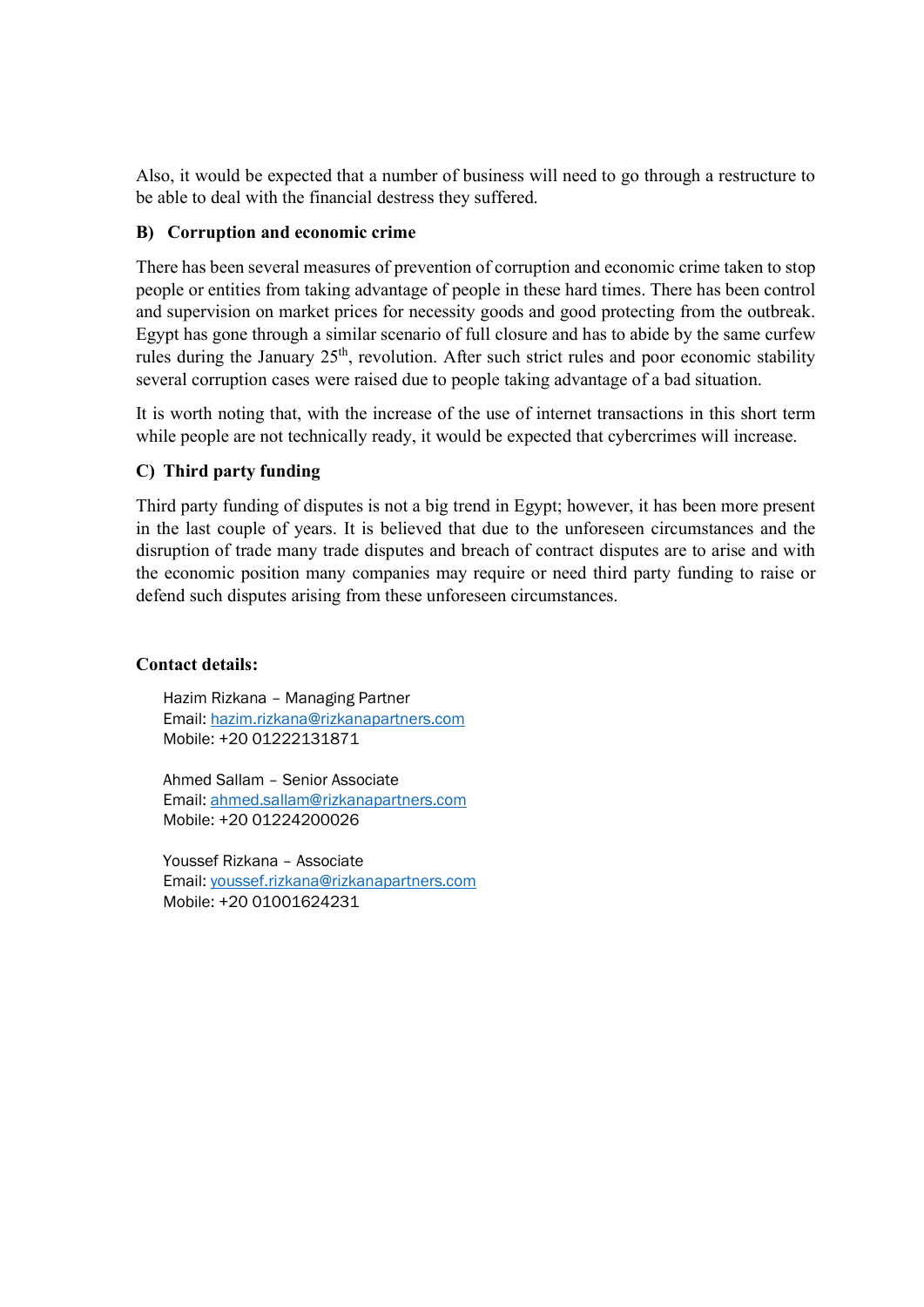Also, it would be expected that a number of business will need to go through a restructure to be able to deal with the financial destress they suffered.

### B) Corruption and economic crime

There has been several measures of prevention of corruption and economic crime taken to stop people or entities from taking advantage of people in these hard times. There has been control and supervision on market prices for necessity goods and good protecting from the outbreak. Egypt has gone through a similar scenario of full closure and has to abide by the same curfew rules during the January 25th, revolution. After such strict rules and poor economic stability several corruption cases were raised due to people taking advantage of a bad situation.

It is worth noting that, with the increase of the use of internet transactions in this short term while people are not technically ready, it would be expected that cybercrimes will increase.

### C) Third party funding

Third party funding of disputes is not a big trend in Egypt; however, it has been more present in the last couple of years. It is believed that due to the unforeseen circumstances and the disruption of trade many trade disputes and breach of contract disputes are to arise and with the economic position many companies may require or need third party funding to raise or defend such disputes arising from these unforeseen circumstances.

**Contact details:**

Hazim Rizkana – Managing Partner
Email: hazim.rizkana@rizkanapartners.com
Mobile: +20 01222131871

Ahmed Sallam – Senior Associate
Email: ahmed.sallam@rizkanapartners.com
Mobile: +20 01224200026

Youssef Rizkana – Associate
Email: youssef.rizkana@rizkanapartners.com
Mobile: +20 01001624231